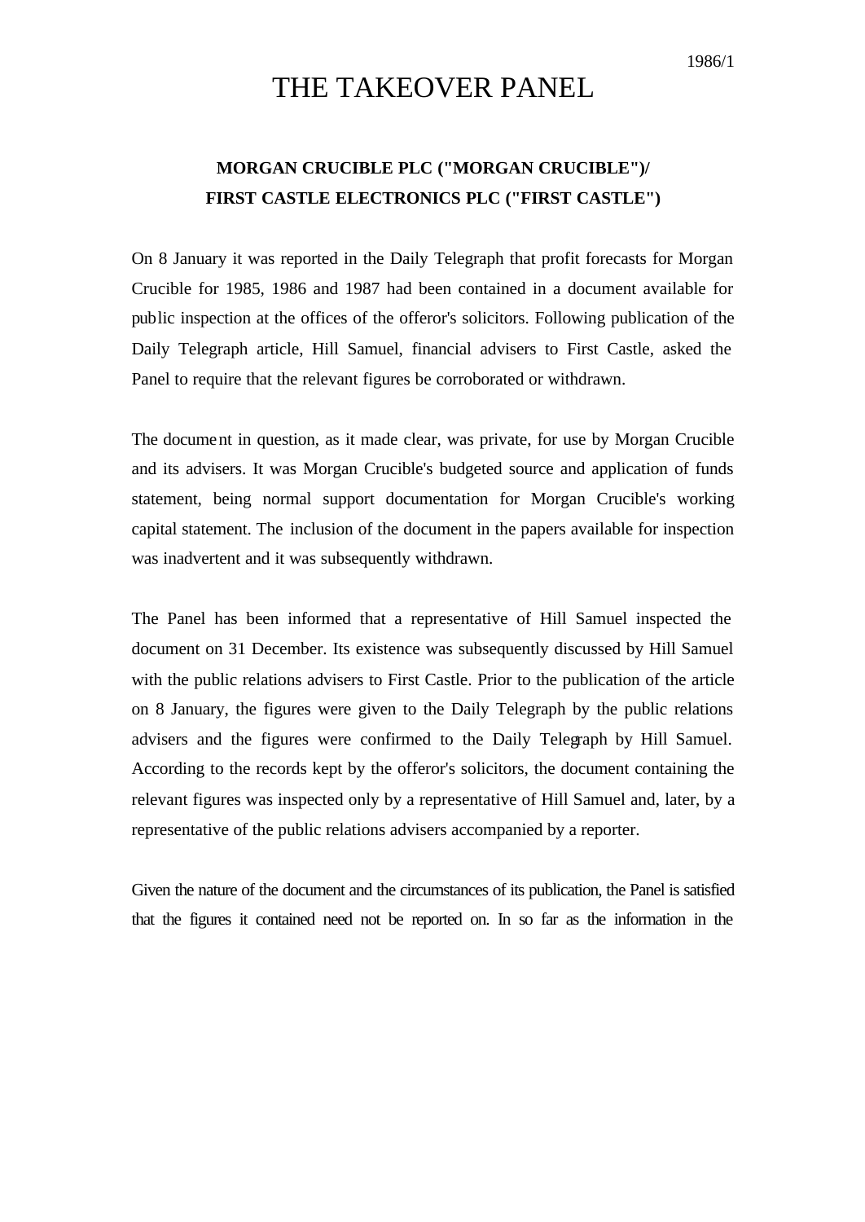1986/1

# THE TAKEOVER PANEL

## MORGAN CRUCIBLE PLC ("MORGAN CRUCIBLE")/ FIRST CASTLE ELECTRONICS PLC ("FIRST CASTLE")

On 8 January it was reported in the Daily Telegraph that profit forecasts for Morgan Crucible for 1985, 1986 and 1987 had been contained in a document available for public inspection at the offices of the offeror's solicitors. Following publication of the Daily Telegraph article, Hill Samuel, financial advisers to First Castle, asked the Panel to require that the relevant figures be corroborated or withdrawn.

The document in question, as it made clear, was private, for use by Morgan Crucible and its advisers. It was Morgan Crucible's budgeted source and application of funds statement, being normal support documentation for Morgan Crucible's working capital statement. The inclusion of the document in the papers available for inspection was inadvertent and it was subsequently withdrawn.

The Panel has been informed that a representative of Hill Samuel inspected the document on 31 December. Its existence was subsequently discussed by Hill Samuel with the public relations advisers to First Castle. Prior to the publication of the article on 8 January, the figures were given to the Daily Telegraph by the public relations advisers and the figures were confirmed to the Daily Telegraph by Hill Samuel. According to the records kept by the offeror's solicitors, the document containing the relevant figures was inspected only by a representative of Hill Samuel and, later, by a representative of the public relations advisers accompanied by a reporter.

Given the nature of the document and the circumstances of its publication, the Panel is satisfied that the figures it contained need not be reported on. In so far as the information in the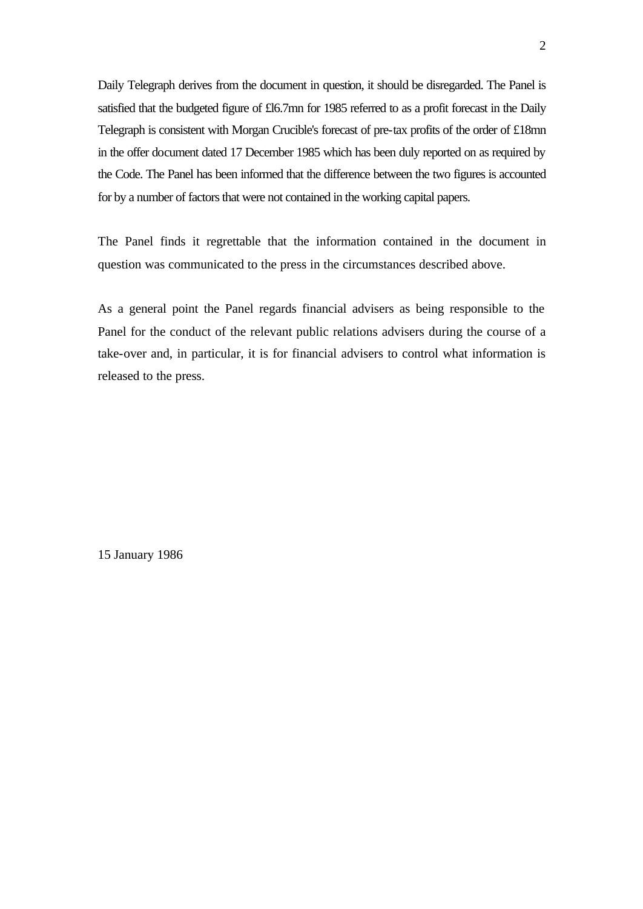Daily Telegraph derives from the document in question, it should be disregarded. The Panel is satisfied that the budgeted figure of £16.7mn for 1985 referred to as a profit forecast in the Daily Telegraph is consistent with Morgan Crucible's forecast of pre-tax profits of the order of £18mn in the offer document dated 17 December 1985 which has been duly reported on as required by the Code. The Panel has been informed that the difference between the two figures is accounted for by a number of factors that were not contained in the working capital papers.

The Panel finds it regrettable that the information contained in the document in question was communicated to the press in the circumstances described above.

As a general point the Panel regards financial advisers as being responsible to the Panel for the conduct of the relevant public relations advisers during the course of a take-over and, in particular, it is for financial advisers to control what information is released to the press.

15 January 1986